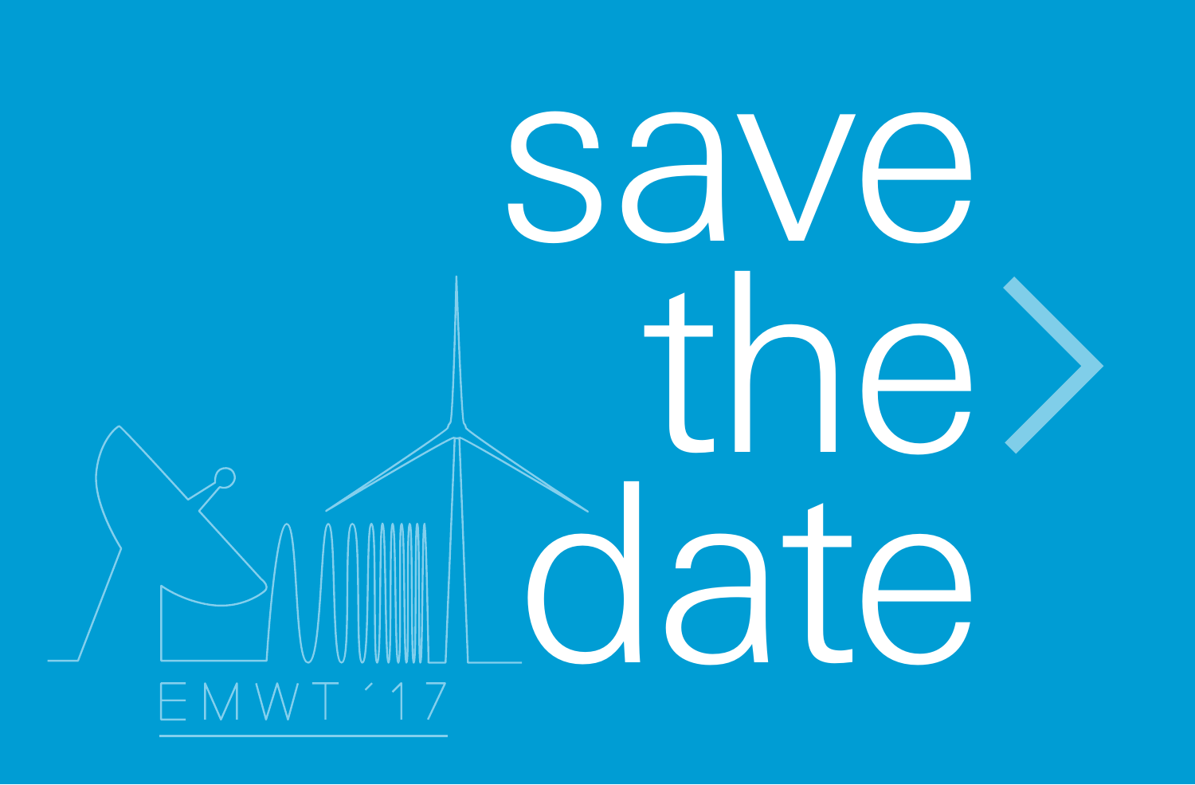# save the date

EMWT ´17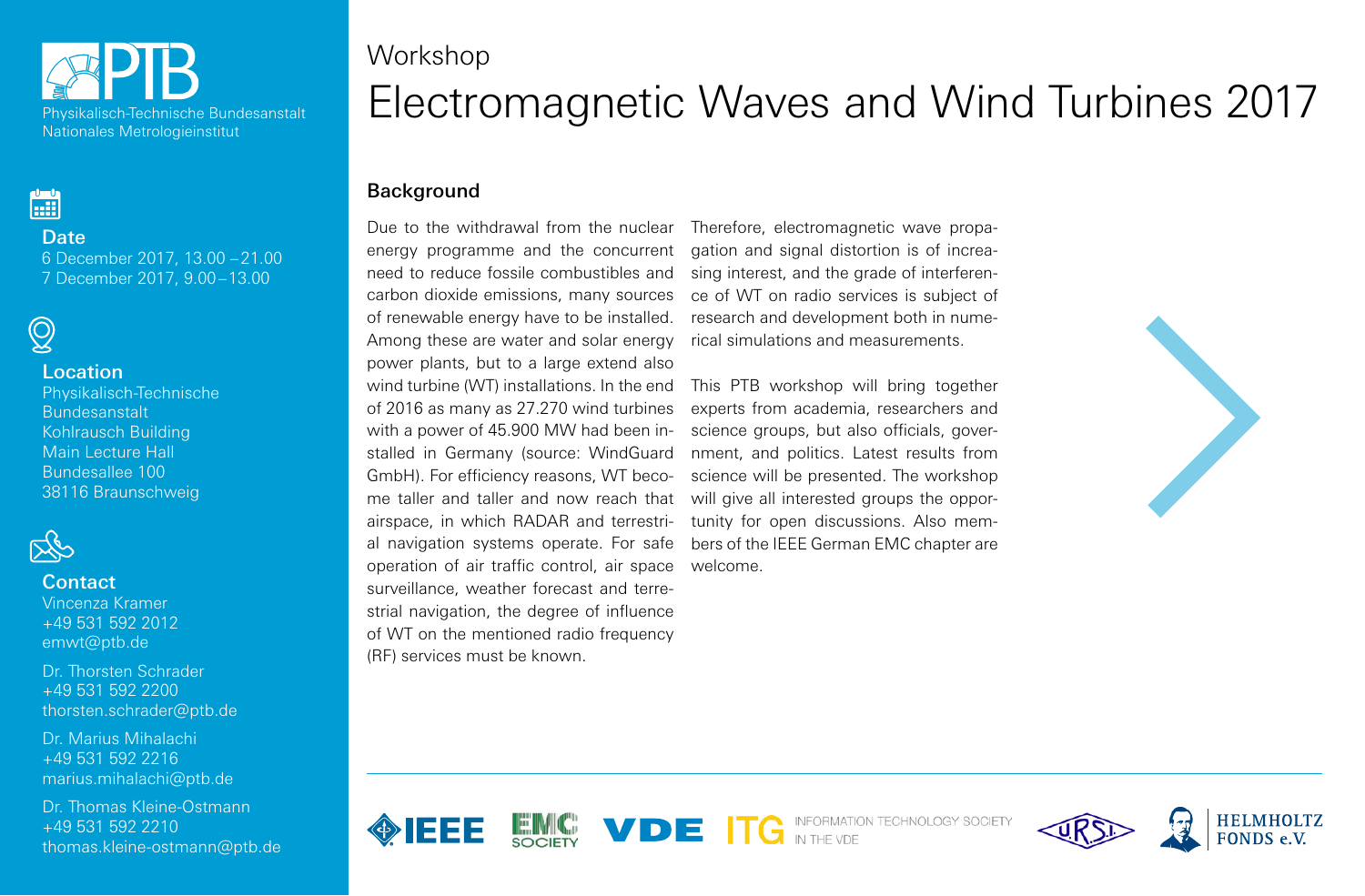Physikalisch-Technische Bundesanstalt
Nationales Metrologieinstitut

**Date**
6 December 2017, 13.00 – 21.00
7 December 2017, 9.00 – 13.00

**Location**
Physikalisch-Technische Bundesanstalt
Kohlrausch Building
Main Lecture Hall
Bundesallee 100
38116 Braunschweig

**Contact**
Vincenza Kramer
+49 531 592 2012
emwt@ptb.de

Dr. Thorsten Schrader
+49 531 592 2200
thorsten.schrader@ptb.de

Dr. Marius Mihalachi
+49 531 592 2216
marius.mihalachi@ptb.de

Dr. Thomas Kleine-Ostmann
+49 531 592 2210
thomas.kleine-ostmann@ptb.de

Workshop

# Electromagnetic Waves and Wind Turbines 2017

## Background

Due to the withdrawal from the nuclear energy programme and the concurrent need to reduce fossile combustibles and carbon dioxide emissions, many sources of renewable energy have to be installed. Among these are water and solar energy power plants, but to a large extend also wind turbine (WT) installations. In the end of 2016 as many as 27.270 wind turbines with a power of 45.900 MW had been installed in Germany (source: WindGuard GmbH). For efficiency reasons, WT become taller and taller and now reach that airspace, in which RADAR and terrestrial navigation systems operate. For safe operation of air traffic control, air space surveillance, weather forecast and terrestrial navigation, the degree of influence of WT on the mentioned radio frequency (RF) services must be known.

Therefore, electromagnetic wave propagation and signal distortion is of increasing interest, and the grade of interference of WT on radio services is subject of research and development both in numerical simulations and measurements.

This PTB workshop will bring together experts from academia, researchers and science groups, but also officials, government, and politics. Latest results from science will be presented. The workshop will give all interested groups the opportunity for open discussions. Also members of the IEEE German EMC chapter are welcome.

IEEE — EMC SOCIETY — VDE — ITG INFORMATION TECHNOLOGY SOCIETY IN THE VDE — U.R.S.I. — HELMHOLTZ FONDS e.V.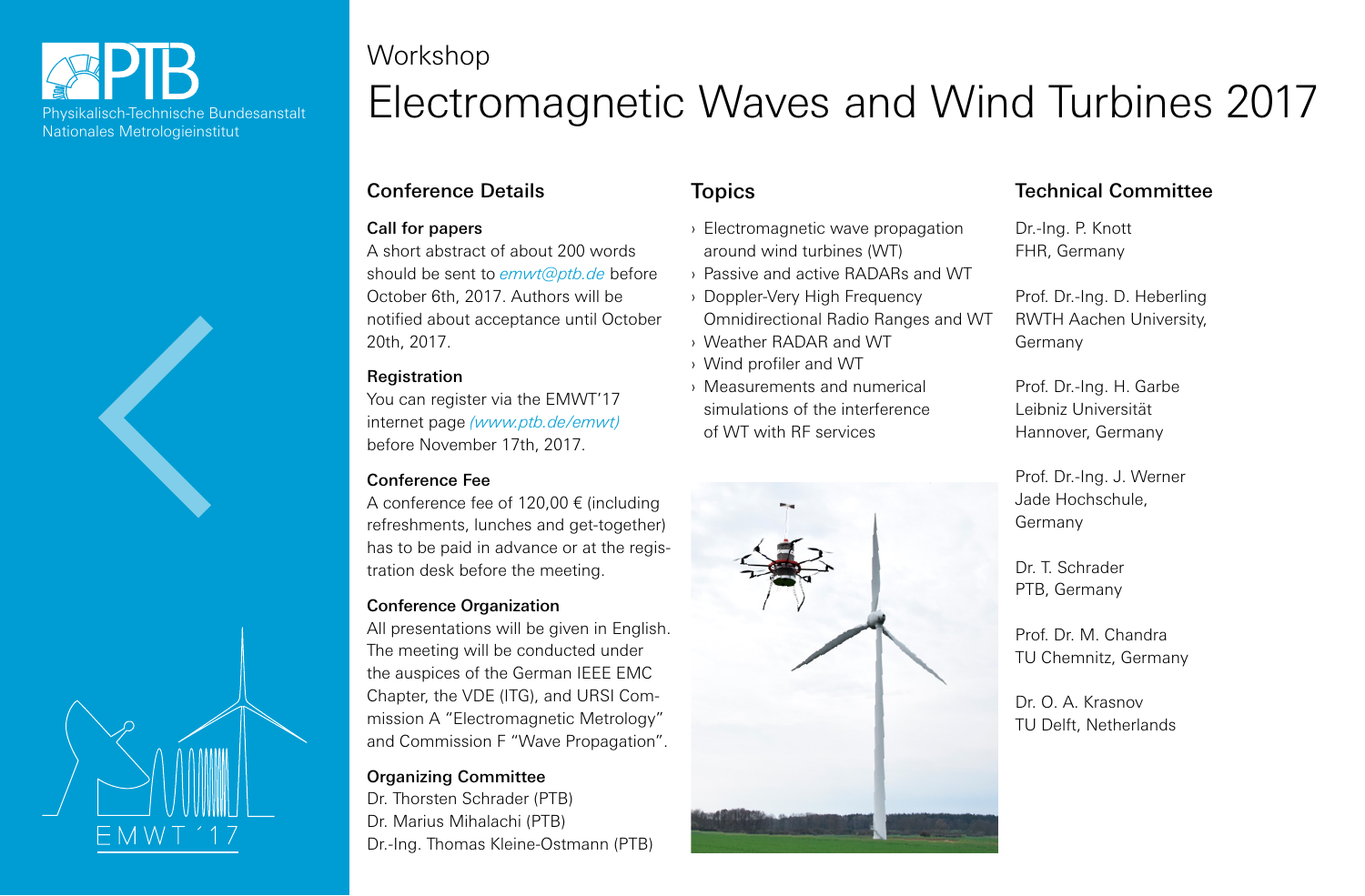Physikalisch-Technische Bundesanstalt
Nationales Metrologieinstitut

Workshop

# Electromagnetic Waves and Wind Turbines 2017

## Conference Details

### Call for papers

A short abstract of about 200 words should be sent to *emwt@ptb.de* before October 6th, 2017. Authors will be notified about acceptance until October 20th, 2017.

### Registration

You can register via the EMWT'17 internet page *(www.ptb.de/emwt)* before November 17th, 2017.

### Conference Fee

A conference fee of 120,00 € (including refreshments, lunches and get-together) has to be paid in advance or at the registration desk before the meeting.

### Conference Organization

All presentations will be given in English. The meeting will be conducted under the auspices of the German IEEE EMC Chapter, the VDE (ITG), and URSI Commission A "Electromagnetic Metrology" and Commission F "Wave Propagation".

### Organizing Committee

Dr. Thorsten Schrader (PTB)
Dr. Marius Mihalachi (PTB)
Dr.-Ing. Thomas Kleine-Ostmann (PTB)

## Topics

- Electromagnetic wave propagation around wind turbines (WT)
- Passive and active RADARs and WT
- Doppler-Very High Frequency Omnidirectional Radio Ranges and WT
- Weather RADAR and WT
- Wind profiler and WT
- Measurements and numerical simulations of the interference of WT with RF services

## Technical Committee

Dr.-Ing. P. Knott
FHR, Germany

Prof. Dr.-Ing. D. Heberling
RWTH Aachen University, Germany

Prof. Dr.-Ing. H. Garbe
Leibniz Universität Hannover, Germany

Prof. Dr.-Ing. J. Werner
Jade Hochschule, Germany

Dr. T. Schrader
PTB, Germany

Prof. Dr. M. Chandra
TU Chemnitz, Germany

Dr. O. A. Krasnov
TU Delft, Netherlands

EMWT ´17